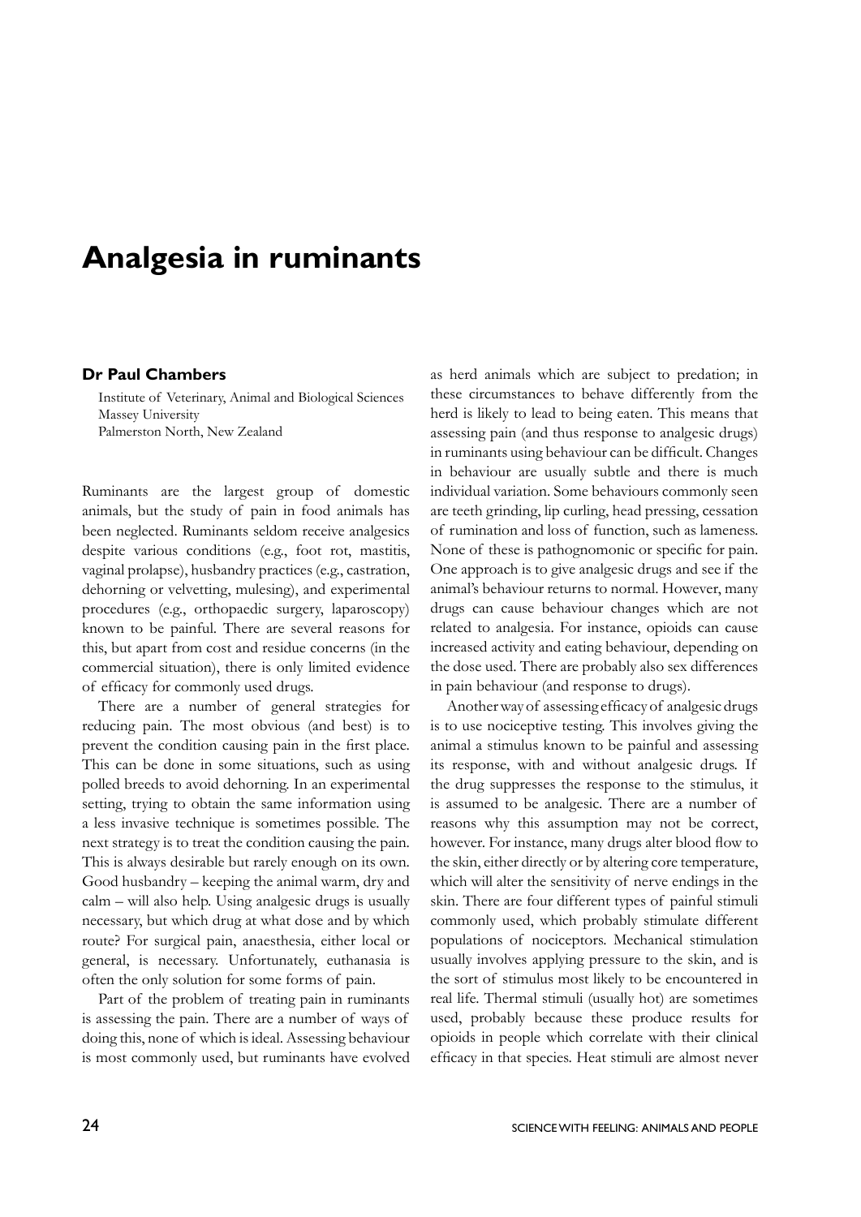# Analgesia in ruminants

**Dr Paul Chambers**

Institute of Veterinary, Animal and Biological Sciences
Massey University
Palmerston North, New Zealand

Ruminants are the largest group of domestic animals, but the study of pain in food animals has been neglected. Ruminants seldom receive analgesics despite various conditions (e.g., foot rot, mastitis, vaginal prolapse), husbandry practices (e.g., castration, dehorning or velvetting, mulesing), and experimental procedures (e.g., orthopaedic surgery, laparoscopy) known to be painful. There are several reasons for this, but apart from cost and residue concerns (in the commercial situation), there is only limited evidence of efficacy for commonly used drugs.

There are a number of general strategies for reducing pain. The most obvious (and best) is to prevent the condition causing pain in the first place. This can be done in some situations, such as using polled breeds to avoid dehorning. In an experimental setting, trying to obtain the same information using a less invasive technique is sometimes possible. The next strategy is to treat the condition causing the pain. This is always desirable but rarely enough on its own. Good husbandry – keeping the animal warm, dry and calm – will also help. Using analgesic drugs is usually necessary, but which drug at what dose and by which route? For surgical pain, anaesthesia, either local or general, is necessary. Unfortunately, euthanasia is often the only solution for some forms of pain.

Part of the problem of treating pain in ruminants is assessing the pain. There are a number of ways of doing this, none of which is ideal. Assessing behaviour is most commonly used, but ruminants have evolved as herd animals which are subject to predation; in these circumstances to behave differently from the herd is likely to lead to being eaten. This means that assessing pain (and thus response to analgesic drugs) in ruminants using behaviour can be difficult. Changes in behaviour are usually subtle and there is much individual variation. Some behaviours commonly seen are teeth grinding, lip curling, head pressing, cessation of rumination and loss of function, such as lameness. None of these is pathognomonic or specific for pain. One approach is to give analgesic drugs and see if the animal's behaviour returns to normal. However, many drugs can cause behaviour changes which are not related to analgesia. For instance, opioids can cause increased activity and eating behaviour, depending on the dose used. There are probably also sex differences in pain behaviour (and response to drugs).

Another way of assessing efficacy of analgesic drugs is to use nociceptive testing. This involves giving the animal a stimulus known to be painful and assessing its response, with and without analgesic drugs. If the drug suppresses the response to the stimulus, it is assumed to be analgesic. There are a number of reasons why this assumption may not be correct, however. For instance, many drugs alter blood flow to the skin, either directly or by altering core temperature, which will alter the sensitivity of nerve endings in the skin. There are four different types of painful stimuli commonly used, which probably stimulate different populations of nociceptors. Mechanical stimulation usually involves applying pressure to the skin, and is the sort of stimulus most likely to be encountered in real life. Thermal stimuli (usually hot) are sometimes used, probably because these produce results for opioids in people which correlate with their clinical efficacy in that species. Heat stimuli are almost never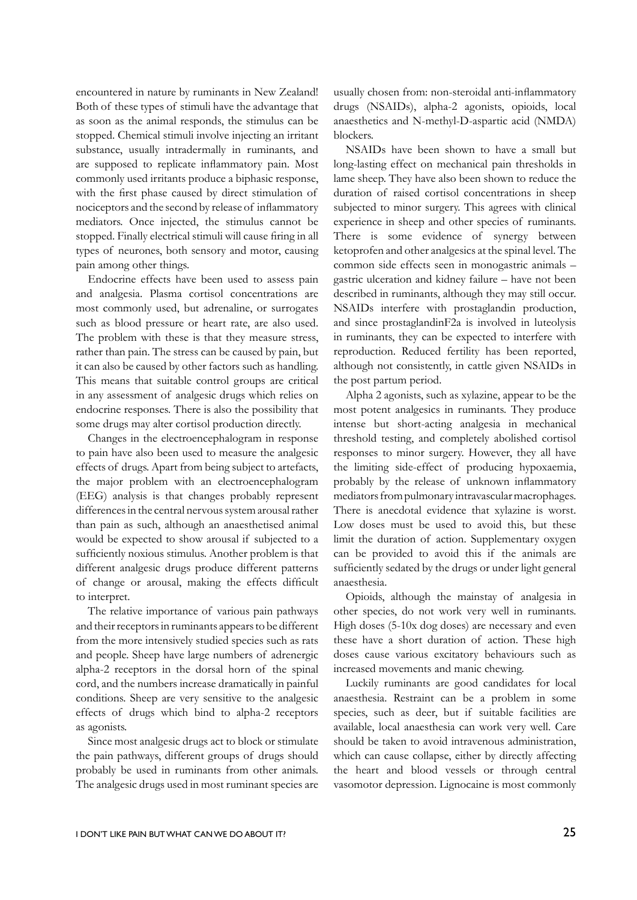encountered in nature by ruminants in New Zealand! Both of these types of stimuli have the advantage that as soon as the animal responds, the stimulus can be stopped. Chemical stimuli involve injecting an irritant substance, usually intradermally in ruminants, and are supposed to replicate inflammatory pain. Most commonly used irritants produce a biphasic response, with the first phase caused by direct stimulation of nociceptors and the second by release of inflammatory mediators. Once injected, the stimulus cannot be stopped. Finally electrical stimuli will cause firing in all types of neurones, both sensory and motor, causing pain among other things.

Endocrine effects have been used to assess pain and analgesia. Plasma cortisol concentrations are most commonly used, but adrenaline, or surrogates such as blood pressure or heart rate, are also used. The problem with these is that they measure stress, rather than pain. The stress can be caused by pain, but it can also be caused by other factors such as handling. This means that suitable control groups are critical in any assessment of analgesic drugs which relies on endocrine responses. There is also the possibility that some drugs may alter cortisol production directly.

Changes in the electroencephalogram in response to pain have also been used to measure the analgesic effects of drugs. Apart from being subject to artefacts, the major problem with an electroencephalogram (EEG) analysis is that changes probably represent differences in the central nervous system arousal rather than pain as such, although an anaesthetised animal would be expected to show arousal if subjected to a sufficiently noxious stimulus. Another problem is that different analgesic drugs produce different patterns of change or arousal, making the effects difficult to interpret.

The relative importance of various pain pathways and their receptors in ruminants appears to be different from the more intensively studied species such as rats and people. Sheep have large numbers of adrenergic alpha-2 receptors in the dorsal horn of the spinal cord, and the numbers increase dramatically in painful conditions. Sheep are very sensitive to the analgesic effects of drugs which bind to alpha-2 receptors as agonists.

Since most analgesic drugs act to block or stimulate the pain pathways, different groups of drugs should probably be used in ruminants from other animals. The analgesic drugs used in most ruminant species are usually chosen from: non-steroidal anti-inflammatory drugs (NSAIDs), alpha-2 agonists, opioids, local anaesthetics and N-methyl-D-aspartic acid (NMDA) blockers.

NSAIDs have been shown to have a small but long-lasting effect on mechanical pain thresholds in lame sheep. They have also been shown to reduce the duration of raised cortisol concentrations in sheep subjected to minor surgery. This agrees with clinical experience in sheep and other species of ruminants. There is some evidence of synergy between ketoprofen and other analgesics at the spinal level. The common side effects seen in monogastric animals – gastric ulceration and kidney failure – have not been described in ruminants, although they may still occur. NSAIDs interfere with prostaglandin production, and since prostaglandinF2a is involved in luteolysis in ruminants, they can be expected to interfere with reproduction. Reduced fertility has been reported, although not consistently, in cattle given NSAIDs in the post partum period.

Alpha 2 agonists, such as xylazine, appear to be the most potent analgesics in ruminants. They produce intense but short-acting analgesia in mechanical threshold testing, and completely abolished cortisol responses to minor surgery. However, they all have the limiting side-effect of producing hypoxaemia, probably by the release of unknown inflammatory mediators from pulmonary intravascular macrophages. There is anecdotal evidence that xylazine is worst. Low doses must be used to avoid this, but these limit the duration of action. Supplementary oxygen can be provided to avoid this if the animals are sufficiently sedated by the drugs or under light general anaesthesia.

Opioids, although the mainstay of analgesia in other species, do not work very well in ruminants. High doses (5-10x dog doses) are necessary and even these have a short duration of action. These high doses cause various excitatory behaviours such as increased movements and manic chewing.

Luckily ruminants are good candidates for local anaesthesia. Restraint can be a problem in some species, such as deer, but if suitable facilities are available, local anaesthesia can work very well. Care should be taken to avoid intravenous administration, which can cause collapse, either by directly affecting the heart and blood vessels or through central vasomotor depression. Lignocaine is most commonly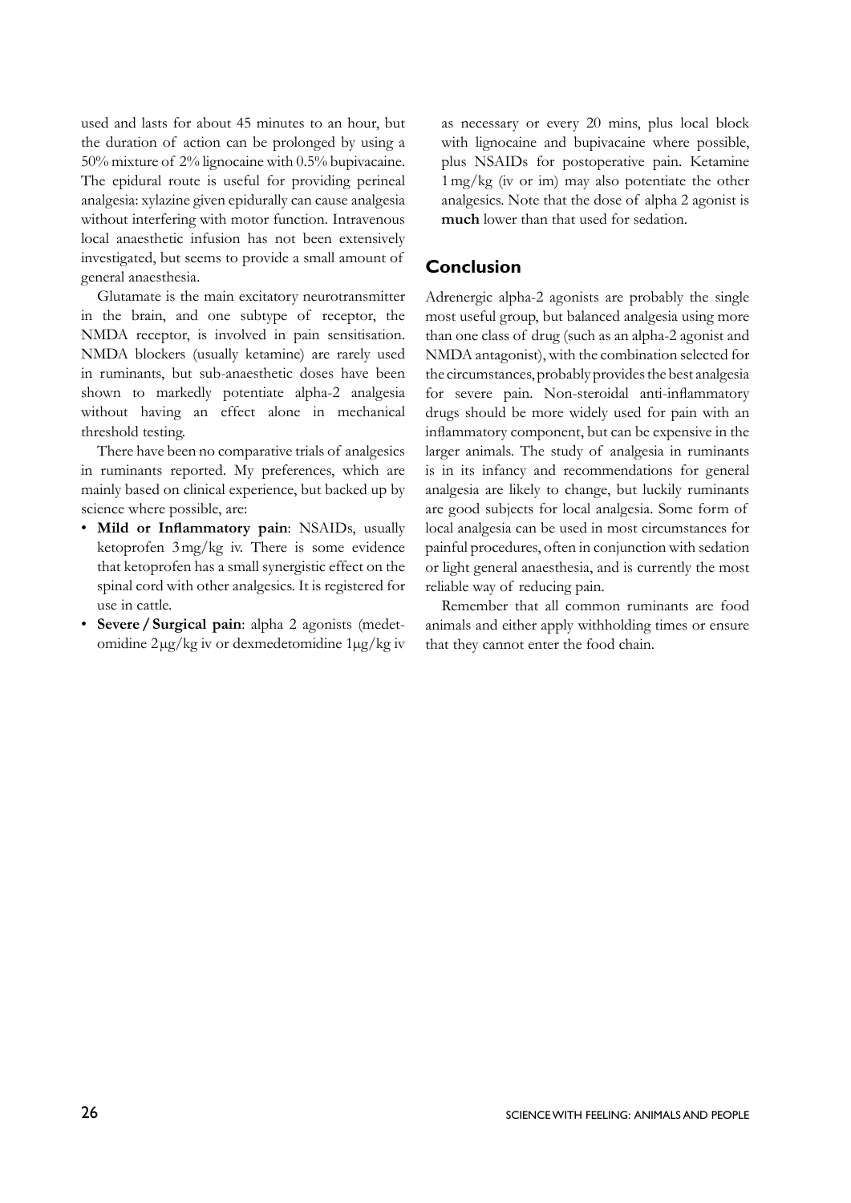used and lasts for about 45 minutes to an hour, but the duration of action can be prolonged by using a 50% mixture of 2% lignocaine with 0.5% bupivacaine. The epidural route is useful for providing perineal analgesia: xylazine given epidurally can cause analgesia without interfering with motor function. Intravenous local anaesthetic infusion has not been extensively investigated, but seems to provide a small amount of general anaesthesia.

Glutamate is the main excitatory neurotransmitter in the brain, and one subtype of receptor, the NMDA receptor, is involved in pain sensitisation. NMDA blockers (usually ketamine) are rarely used in ruminants, but sub-anaesthetic doses have been shown to markedly potentiate alpha-2 analgesia without having an effect alone in mechanical threshold testing.

There have been no comparative trials of analgesics in ruminants reported. My preferences, which are mainly based on clinical experience, but backed up by science where possible, are:

- **Mild or Inflammatory pain**: NSAIDs, usually ketoprofen 3 mg/kg iv. There is some evidence that ketoprofen has a small synergistic effect on the spinal cord with other analgesics. It is registered for use in cattle.
- **Severe / Surgical pain**: alpha 2 agonists (medetomidine 2 μg/kg iv or dexmedetomidine 1μg/kg iv as necessary or every 20 mins, plus local block with lignocaine and bupivacaine where possible, plus NSAIDs for postoperative pain. Ketamine 1 mg/kg (iv or im) may also potentiate the other analgesics. Note that the dose of alpha 2 agonist is **much** lower than that used for sedation.

## Conclusion

Adrenergic alpha-2 agonists are probably the single most useful group, but balanced analgesia using more than one class of drug (such as an alpha-2 agonist and NMDA antagonist), with the combination selected for the circumstances, probably provides the best analgesia for severe pain. Non-steroidal anti-inflammatory drugs should be more widely used for pain with an inflammatory component, but can be expensive in the larger animals. The study of analgesia in ruminants is in its infancy and recommendations for general analgesia are likely to change, but luckily ruminants are good subjects for local analgesia. Some form of local analgesia can be used in most circumstances for painful procedures, often in conjunction with sedation or light general anaesthesia, and is currently the most reliable way of reducing pain.

Remember that all common ruminants are food animals and either apply withholding times or ensure that they cannot enter the food chain.